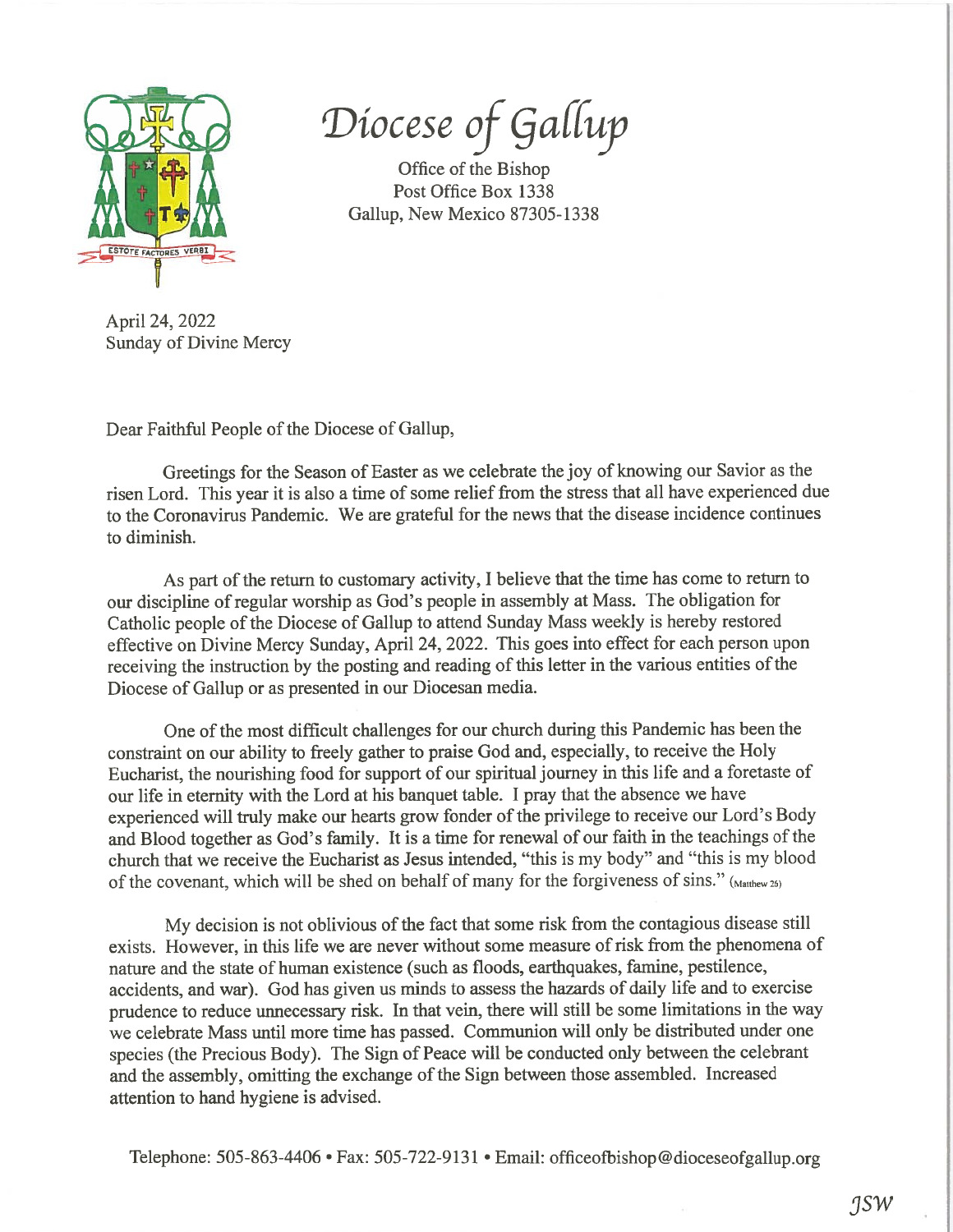# Diocese of Gallup

Office of the Bishop
Post Office Box 1338
Gallup, New Mexico 87305-1338

ESTOTE FACTORES VERBI

April 24, 2022
Sunday of Divine Mercy

Dear Faithful People of the Diocese of Gallup,

Greetings for the Season of Easter as we celebrate the joy of knowing our Savior as the risen Lord. This year it is also a time of some relief from the stress that all have experienced due to the Coronavirus Pandemic. We are grateful for the news that the disease incidence continues to diminish.

As part of the return to customary activity, I believe that the time has come to return to our discipline of regular worship as God's people in assembly at Mass. The obligation for Catholic people of the Diocese of Gallup to attend Sunday Mass weekly is hereby restored effective on Divine Mercy Sunday, April 24, 2022. This goes into effect for each person upon receiving the instruction by the posting and reading of this letter in the various entities of the Diocese of Gallup or as presented in our Diocesan media.

One of the most difficult challenges for our church during this Pandemic has been the constraint on our ability to freely gather to praise God and, especially, to receive the Holy Eucharist, the nourishing food for support of our spiritual journey in this life and a foretaste of our life in eternity with the Lord at his banquet table. I pray that the absence we have experienced will truly make our hearts grow fonder of the privilege to receive our Lord's Body and Blood together as God's family. It is a time for renewal of our faith in the teachings of the church that we receive the Eucharist as Jesus intended, "this is my body" and "this is my blood of the covenant, which will be shed on behalf of many for the forgiveness of sins." (Matthew 26)

My decision is not oblivious of the fact that some risk from the contagious disease still exists. However, in this life we are never without some measure of risk from the phenomena of nature and the state of human existence (such as floods, earthquakes, famine, pestilence, accidents, and war). God has given us minds to assess the hazards of daily life and to exercise prudence to reduce unnecessary risk. In that vein, there will still be some limitations in the way we celebrate Mass until more time has passed. Communion will only be distributed under one species (the Precious Body). The Sign of Peace will be conducted only between the celebrant and the assembly, omitting the exchange of the Sign between those assembled. Increased attention to hand hygiene is advised.

Telephone: 505-863-4406 • Fax: 505-722-9131 • Email: officeofbishop@dioceseofgallup.org

JSW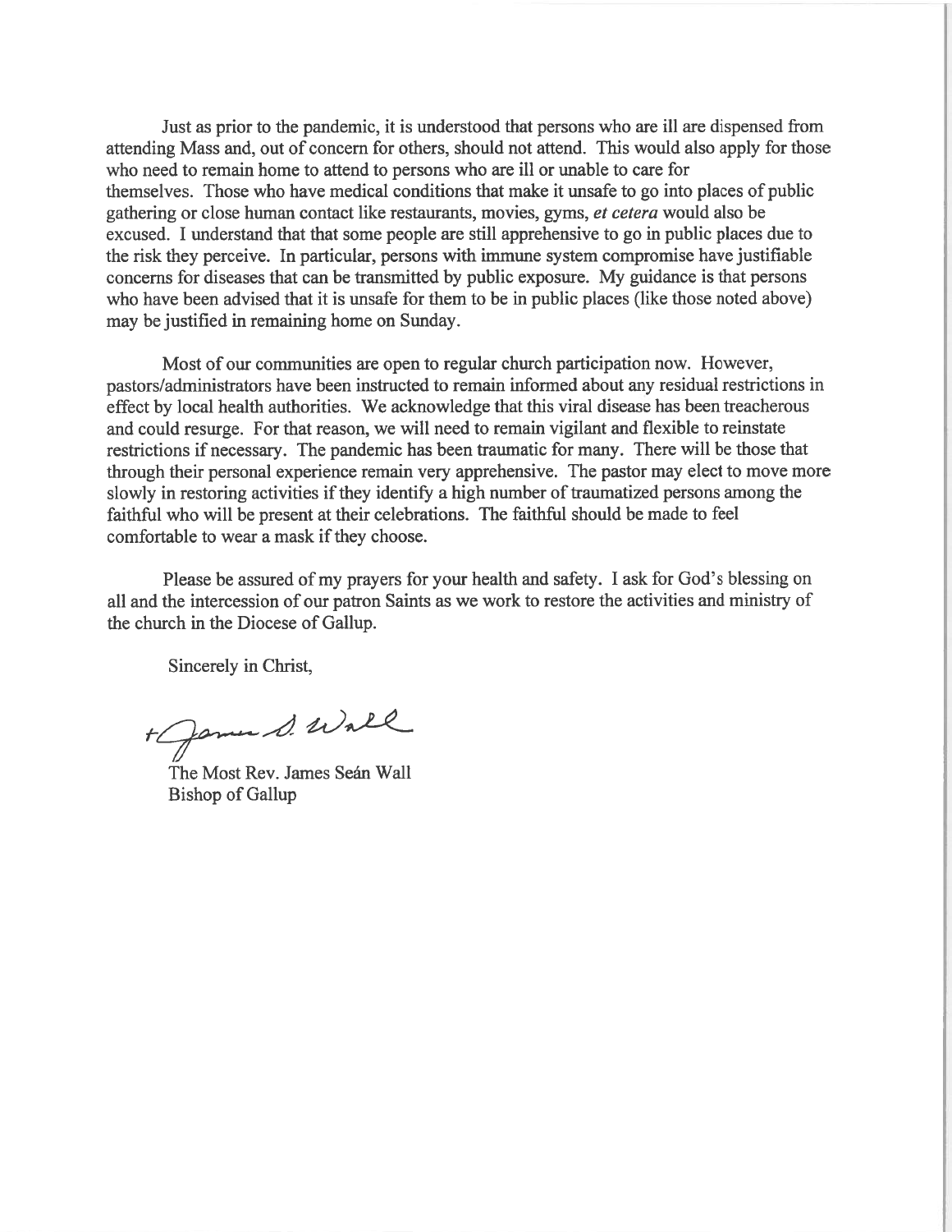Just as prior to the pandemic, it is understood that persons who are ill are dispensed from attending Mass and, out of concern for others, should not attend. This would also apply for those who need to remain home to attend to persons who are ill or unable to care for themselves. Those who have medical conditions that make it unsafe to go into places of public gathering or close human contact like restaurants, movies, gyms, *et cetera* would also be excused. I understand that that some people are still apprehensive to go in public places due to the risk they perceive. In particular, persons with immune system compromise have justifiable concerns for diseases that can be transmitted by public exposure. My guidance is that persons who have been advised that it is unsafe for them to be in public places (like those noted above) may be justified in remaining home on Sunday.

Most of our communities are open to regular church participation now. However, pastors/administrators have been instructed to remain informed about any residual restrictions in effect by local health authorities. We acknowledge that this viral disease has been treacherous and could resurge. For that reason, we will need to remain vigilant and flexible to reinstate restrictions if necessary. The pandemic has been traumatic for many. There will be those that through their personal experience remain very apprehensive. The pastor may elect to move more slowly in restoring activities if they identify a high number of traumatized persons among the faithful who will be present at their celebrations. The faithful should be made to feel comfortable to wear a mask if they choose.

Please be assured of my prayers for your health and safety. I ask for God's blessing on all and the intercession of our patron Saints as we work to restore the activities and ministry of the church in the Diocese of Gallup.

Sincerely in Christ,

+James S. Wall

The Most Rev. James Seán Wall
Bishop of Gallup